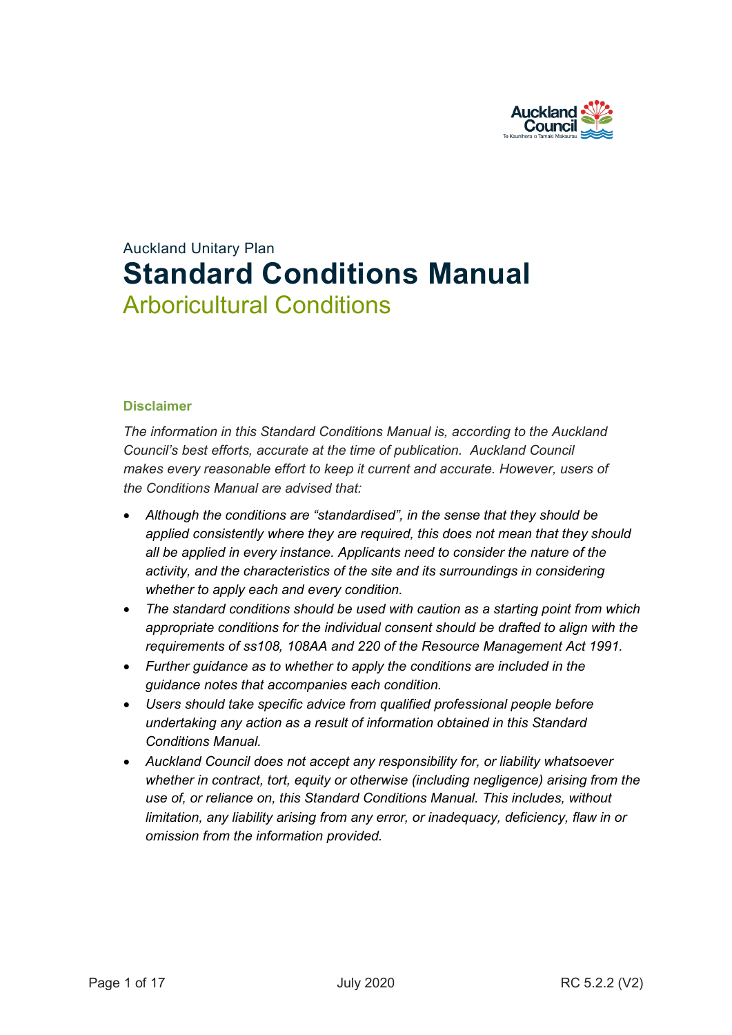Auckland Unitary Plan

# Standard Conditions Manual

## Arboricultural Conditions

### Disclaimer

*The information in this Standard Conditions Manual is, according to the Auckland Council's best efforts, accurate at the time of publication. Auckland Council makes every reasonable effort to keep it current and accurate. However, users of the Conditions Manual are advised that:*

- *Although the conditions are "standardised", in the sense that they should be applied consistently where they are required, this does not mean that they should all be applied in every instance. Applicants need to consider the nature of the activity, and the characteristics of the site and its surroundings in considering whether to apply each and every condition.*
- *The standard conditions should be used with caution as a starting point from which appropriate conditions for the individual consent should be drafted to align with the requirements of ss108, 108AA and 220 of the Resource Management Act 1991.*
- *Further guidance as to whether to apply the conditions are included in the guidance notes that accompanies each condition.*
- *Users should take specific advice from qualified professional people before undertaking any action as a result of information obtained in this Standard Conditions Manual.*
- *Auckland Council does not accept any responsibility for, or liability whatsoever whether in contract, tort, equity or otherwise (including negligence) arising from the use of, or reliance on, this Standard Conditions Manual. This includes, without limitation, any liability arising from any error, or inadequacy, deficiency, flaw in or omission from the information provided.*

July 2020 RC 5.2.2 (V2)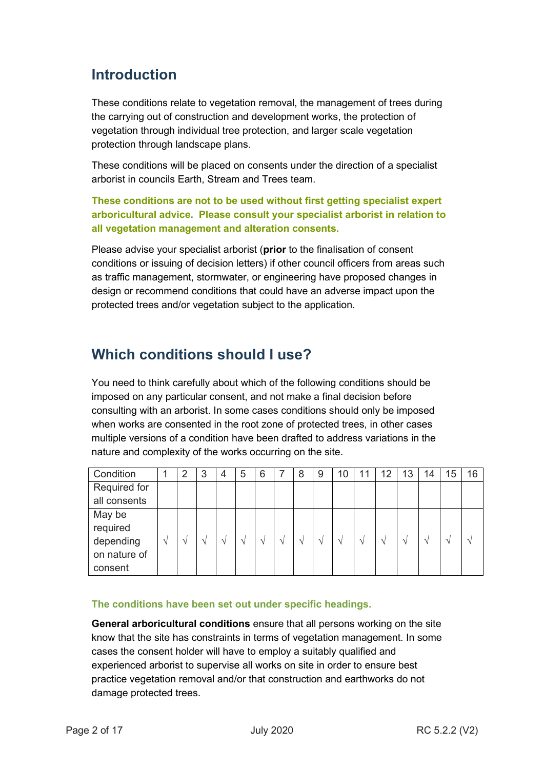## Introduction

These conditions relate to vegetation removal, the management of trees during the carrying out of construction and development works, the protection of vegetation through individual tree protection, and larger scale vegetation protection through landscape plans.

These conditions will be placed on consents under the direction of a specialist arborist in councils Earth, Stream and Trees team.

**These conditions are not to be used without first getting specialist expert arboricultural advice. Please consult your specialist arborist in relation to all vegetation management and alteration consents.**

Please advise your specialist arborist (**prior** to the finalisation of consent conditions or issuing of decision letters) if other council officers from areas such as traffic management, stormwater, or engineering have proposed changes in design or recommend conditions that could have an adverse impact upon the protected trees and/or vegetation subject to the application.

## Which conditions should I use?

You need to think carefully about which of the following conditions should be imposed on any particular consent, and not make a final decision before consulting with an arborist. In some cases conditions should only be imposed when works are consented in the root zone of protected trees, in other cases multiple versions of a condition have been drafted to address variations in the nature and complexity of the works occurring on the site.

| Condition | 1 | 2 | 3 | 4 | 5 | 6 | 7 | 8 | 9 | 10 | 11 | 12 | 13 | 14 | 15 | 16 |
|---|---|---|---|---|---|---|---|---|---|---|---|---|---|---|---|---|
| Required for all consents | | | | | | | | | | | | | | | | |
| May be required depending on nature of consent | √ | √ | √ | √ | √ | √ | √ | √ | √ | √ | √ | √ | √ | √ | √ | √ |

**The conditions have been set out under specific headings.**

**General arboricultural conditions** ensure that all persons working on the site know that the site has constraints in terms of vegetation management. In some cases the consent holder will have to employ a suitably qualified and experienced arborist to supervise all works on site in order to ensure best practice vegetation removal and/or that construction and earthworks do not damage protected trees.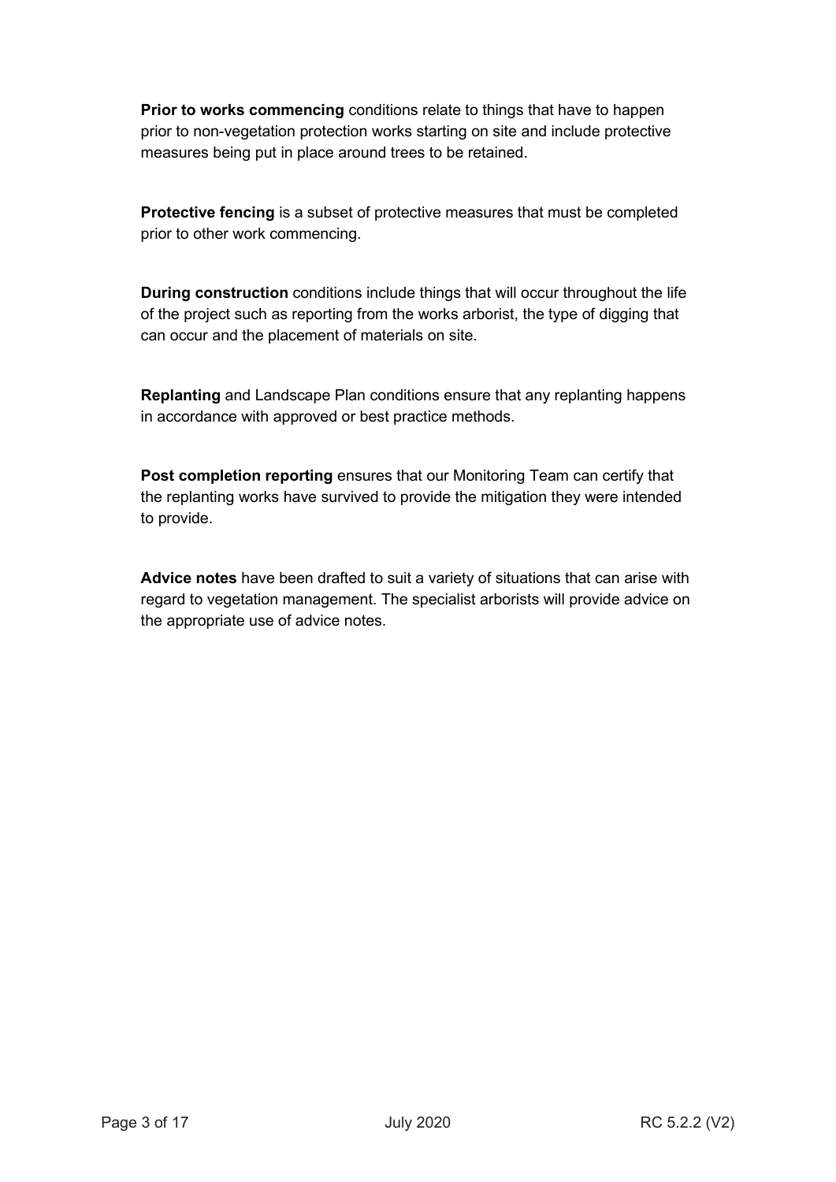**Prior to works commencing** conditions relate to things that have to happen prior to non-vegetation protection works starting on site and include protective measures being put in place around trees to be retained.

**Protective fencing** is a subset of protective measures that must be completed prior to other work commencing.

**During construction** conditions include things that will occur throughout the life of the project such as reporting from the works arborist, the type of digging that can occur and the placement of materials on site.

**Replanting** and Landscape Plan conditions ensure that any replanting happens in accordance with approved or best practice methods.

**Post completion reporting** ensures that our Monitoring Team can certify that the replanting works have survived to provide the mitigation they were intended to provide.

**Advice notes** have been drafted to suit a variety of situations that can arise with regard to vegetation management. The specialist arborists will provide advice on the appropriate use of advice notes.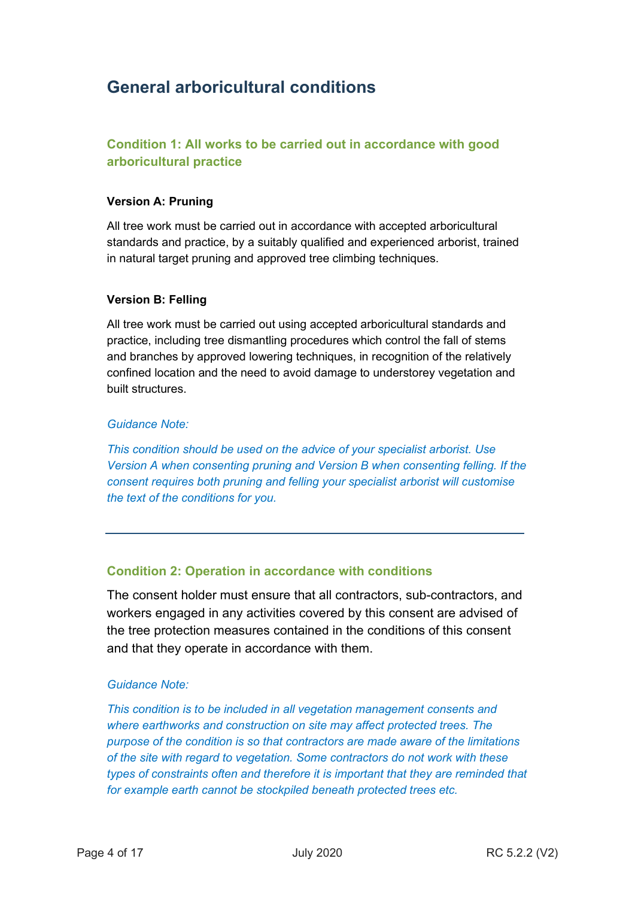# General arboricultural conditions

## Condition 1: All works to be carried out in accordance with good arboricultural practice

### Version A: Pruning

All tree work must be carried out in accordance with accepted arboricultural standards and practice, by a suitably qualified and experienced arborist, trained in natural target pruning and approved tree climbing techniques.

### Version B: Felling

All tree work must be carried out using accepted arboricultural standards and practice, including tree dismantling procedures which control the fall of stems and branches by approved lowering techniques, in recognition of the relatively confined location and the need to avoid damage to understorey vegetation and built structures.

*Guidance Note:*

*This condition should be used on the advice of your specialist arborist. Use Version A when consenting pruning and Version B when consenting felling. If the consent requires both pruning and felling your specialist arborist will customise the text of the conditions for you.*

---

## Condition 2: Operation in accordance with conditions

The consent holder must ensure that all contractors, sub-contractors, and workers engaged in any activities covered by this consent are advised of the tree protection measures contained in the conditions of this consent and that they operate in accordance with them.

*Guidance Note:*

*This condition is to be included in all vegetation management consents and where earthworks and construction on site may affect protected trees. The purpose of the condition is so that contractors are made aware of the limitations of the site with regard to vegetation. Some contractors do not work with these types of constraints often and therefore it is important that they are reminded that for example earth cannot be stockpiled beneath protected trees etc.*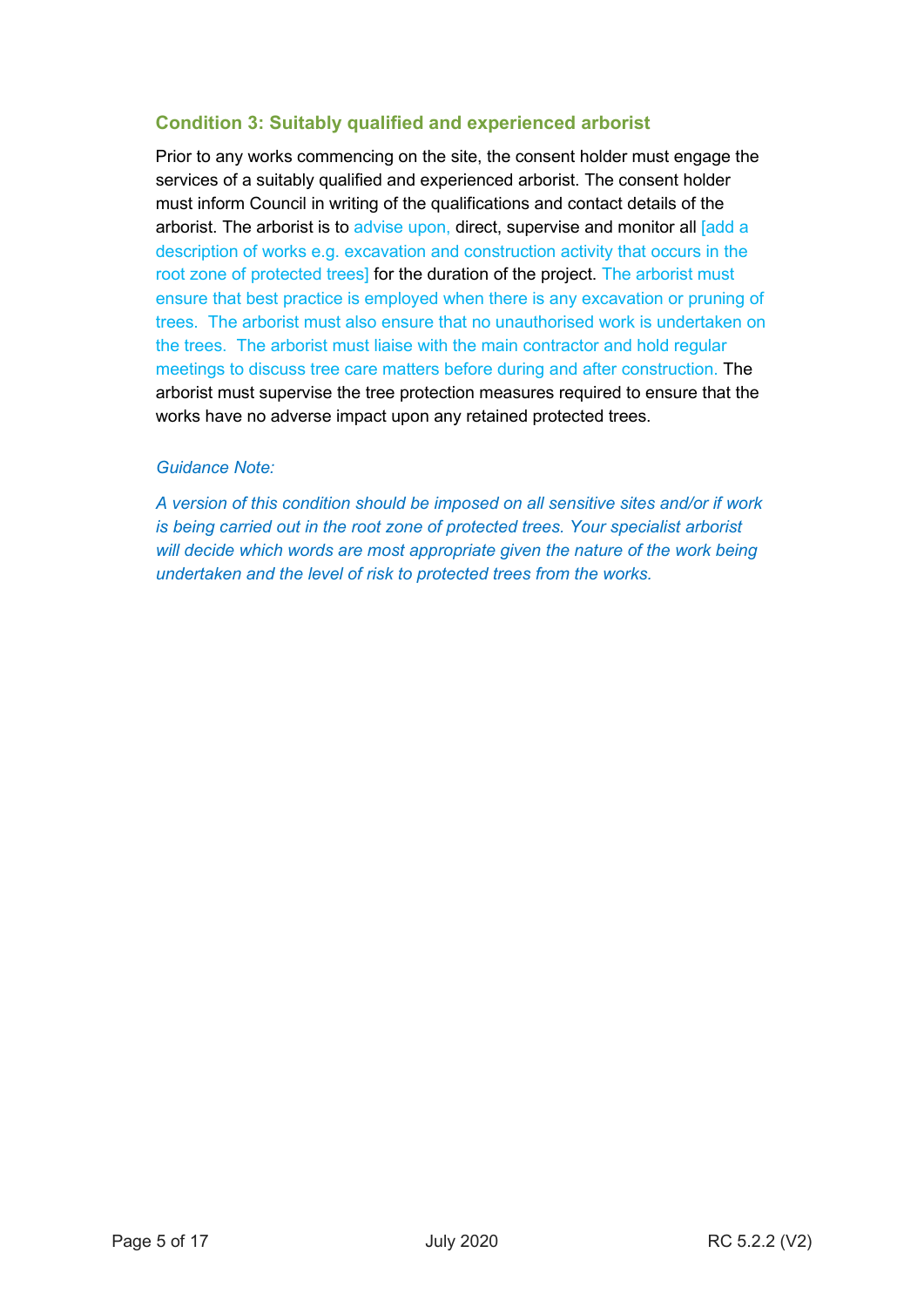### Condition 3: Suitably qualified and experienced arborist

Prior to any works commencing on the site, the consent holder must engage the services of a suitably qualified and experienced arborist. The consent holder must inform Council in writing of the qualifications and contact details of the arborist. The arborist is to advise upon, direct, supervise and monitor all [add a description of works e.g. excavation and construction activity that occurs in the root zone of protected trees] for the duration of the project. The arborist must ensure that best practice is employed when there is any excavation or pruning of trees. The arborist must also ensure that no unauthorised work is undertaken on the trees. The arborist must liaise with the main contractor and hold regular meetings to discuss tree care matters before during and after construction. The arborist must supervise the tree protection measures required to ensure that the works have no adverse impact upon any retained protected trees.

*Guidance Note:*

*A version of this condition should be imposed on all sensitive sites and/or if work is being carried out in the root zone of protected trees. Your specialist arborist will decide which words are most appropriate given the nature of the work being undertaken and the level of risk to protected trees from the works.*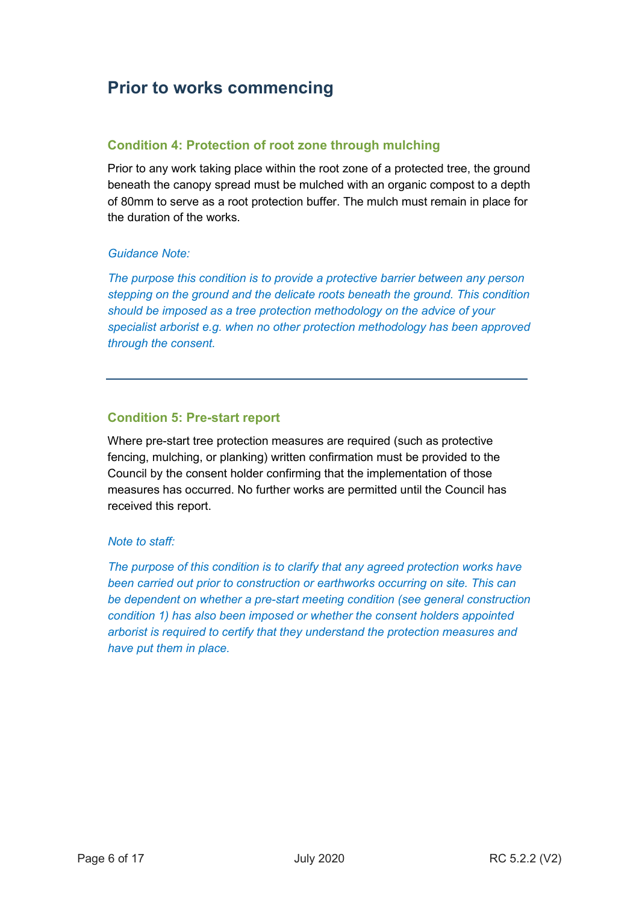## Prior to works commencing

### Condition 4: Protection of root zone through mulching

Prior to any work taking place within the root zone of a protected tree, the ground beneath the canopy spread must be mulched with an organic compost to a depth of 80mm to serve as a root protection buffer. The mulch must remain in place for the duration of the works.

*Guidance Note:*

*The purpose this condition is to provide a protective barrier between any person stepping on the ground and the delicate roots beneath the ground. This condition should be imposed as a tree protection methodology on the advice of your specialist arborist e.g. when no other protection methodology has been approved through the consent.*

---

### Condition 5: Pre-start report

Where pre-start tree protection measures are required (such as protective fencing, mulching, or planking) written confirmation must be provided to the Council by the consent holder confirming that the implementation of those measures has occurred. No further works are permitted until the Council has received this report.

*Note to staff:*

*The purpose of this condition is to clarify that any agreed protection works have been carried out prior to construction or earthworks occurring on site. This can be dependent on whether a pre-start meeting condition (see general construction condition 1) has also been imposed or whether the consent holders appointed arborist is required to certify that they understand the protection measures and have put them in place.*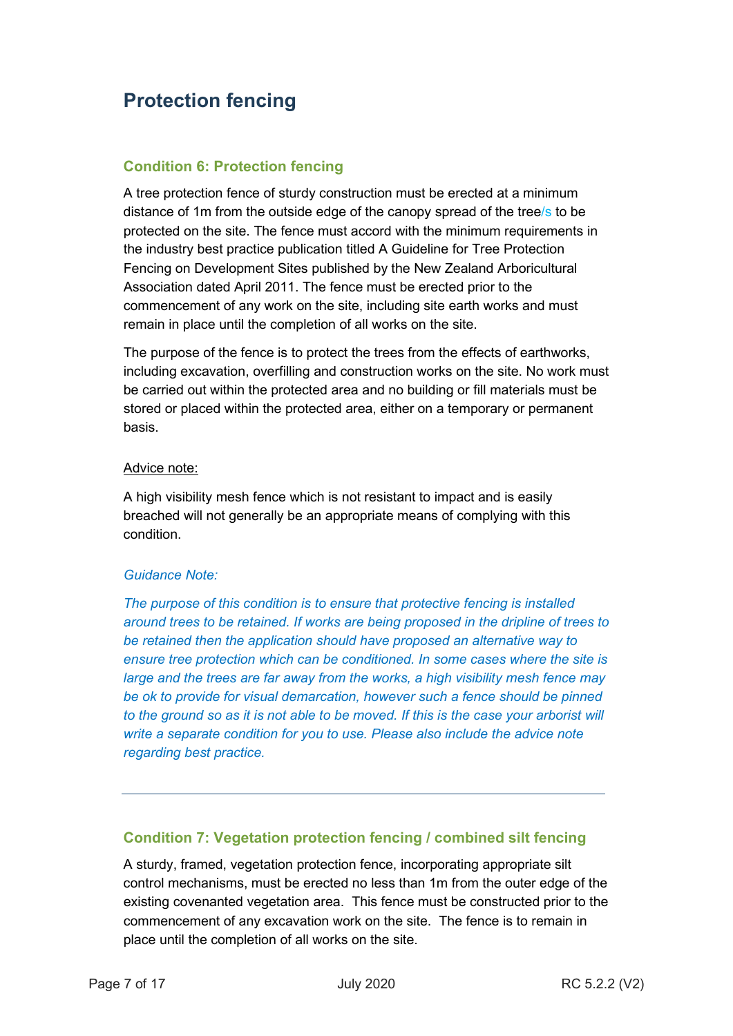# Protection fencing

## Condition 6: Protection fencing

A tree protection fence of sturdy construction must be erected at a minimum distance of 1m from the outside edge of the canopy spread of the tree/s to be protected on the site. The fence must accord with the minimum requirements in the industry best practice publication titled A Guideline for Tree Protection Fencing on Development Sites published by the New Zealand Arboricultural Association dated April 2011. The fence must be erected prior to the commencement of any work on the site, including site earth works and must remain in place until the completion of all works on the site.

The purpose of the fence is to protect the trees from the effects of earthworks, including excavation, overfilling and construction works on the site. No work must be carried out within the protected area and no building or fill materials must be stored or placed within the protected area, either on a temporary or permanent basis.

Advice note:

A high visibility mesh fence which is not resistant to impact and is easily breached will not generally be an appropriate means of complying with this condition.

*Guidance Note:*

*The purpose of this condition is to ensure that protective fencing is installed around trees to be retained. If works are being proposed in the dripline of trees to be retained then the application should have proposed an alternative way to ensure tree protection which can be conditioned. In some cases where the site is large and the trees are far away from the works, a high visibility mesh fence may be ok to provide for visual demarcation, however such a fence should be pinned to the ground so as it is not able to be moved. If this is the case your arborist will write a separate condition for you to use. Please also include the advice note regarding best practice.*

---

## Condition 7: Vegetation protection fencing / combined silt fencing

A sturdy, framed, vegetation protection fence, incorporating appropriate silt control mechanisms, must be erected no less than 1m from the outer edge of the existing covenanted vegetation area. This fence must be constructed prior to the commencement of any excavation work on the site. The fence is to remain in place until the completion of all works on the site.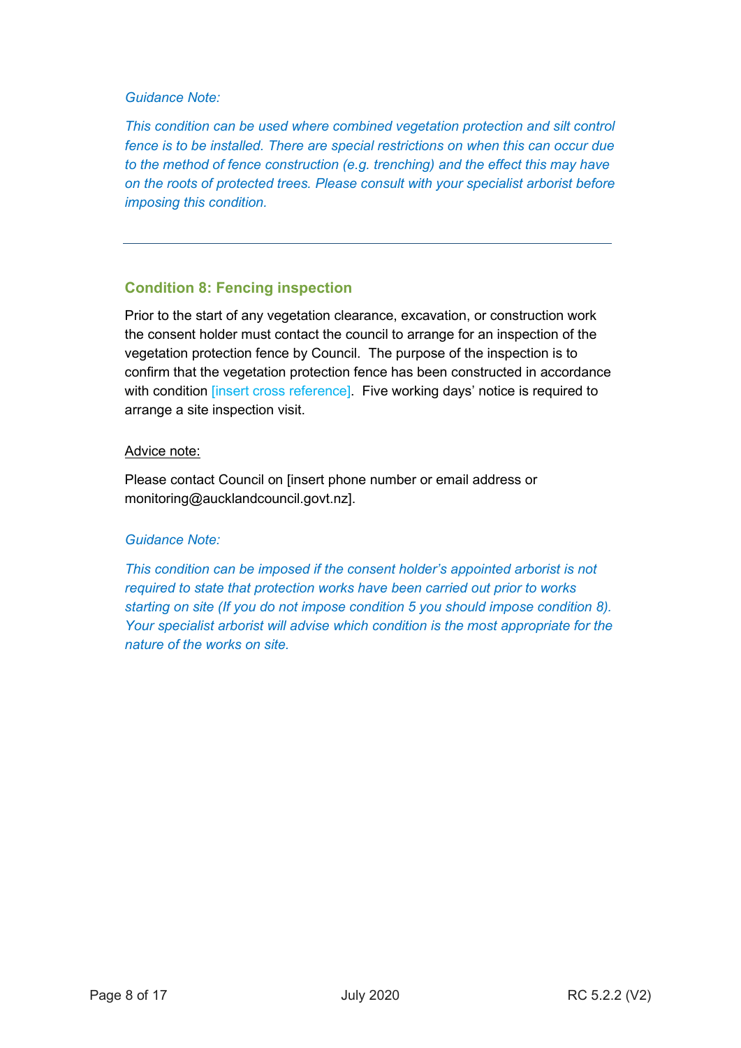*Guidance Note:*

*This condition can be used where combined vegetation protection and silt control fence is to be installed. There are special restrictions on when this can occur due to the method of fence construction (e.g. trenching) and the effect this may have on the roots of protected trees. Please consult with your specialist arborist before imposing this condition.*

---

### Condition 8: Fencing inspection

Prior to the start of any vegetation clearance, excavation, or construction work the consent holder must contact the council to arrange for an inspection of the vegetation protection fence by Council. The purpose of the inspection is to confirm that the vegetation protection fence has been constructed in accordance with condition [insert cross reference]. Five working days' notice is required to arrange a site inspection visit.

Advice note:

Please contact Council on [insert phone number or email address or monitoring@aucklandcouncil.govt.nz].

*Guidance Note:*

*This condition can be imposed if the consent holder's appointed arborist is not required to state that protection works have been carried out prior to works starting on site (If you do not impose condition 5 you should impose condition 8). Your specialist arborist will advise which condition is the most appropriate for the nature of the works on site.*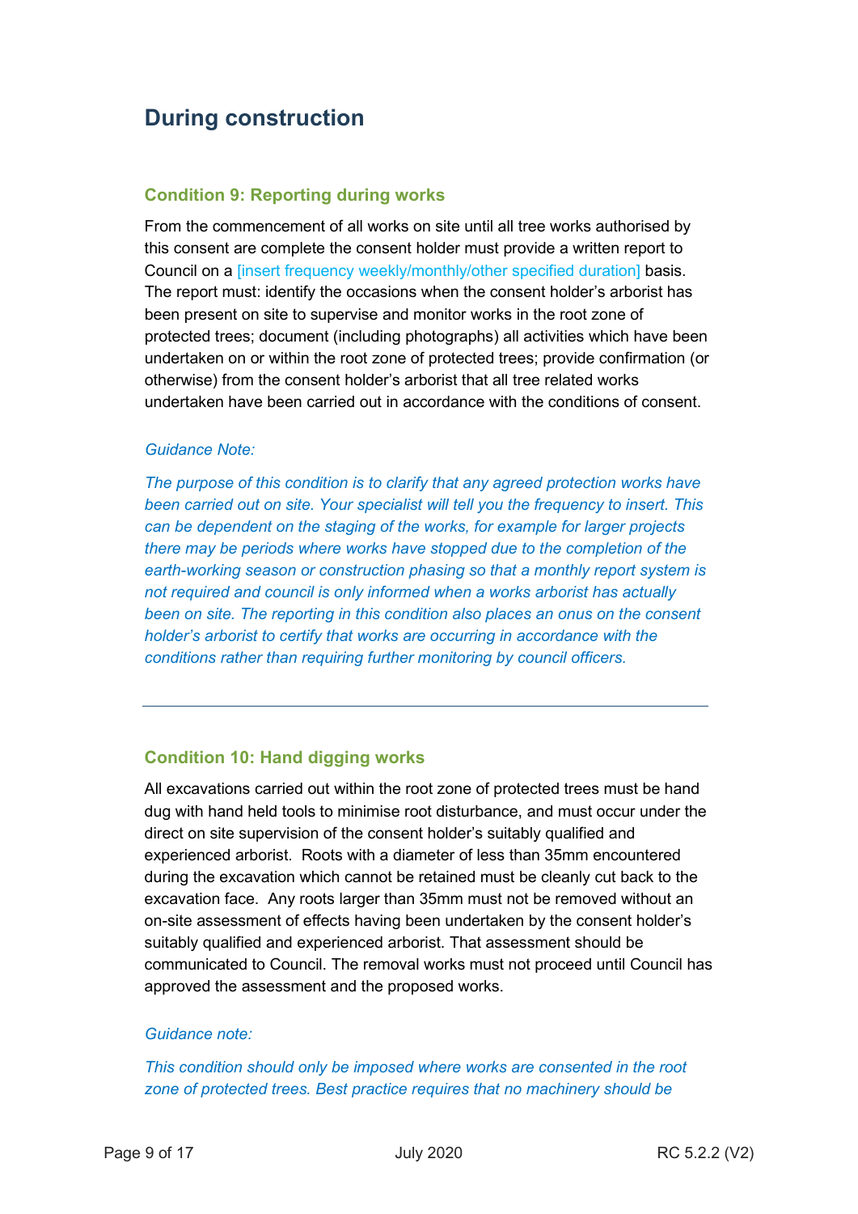## During construction

### Condition 9: Reporting during works

From the commencement of all works on site until all tree works authorised by this consent are complete the consent holder must provide a written report to Council on a [insert frequency weekly/monthly/other specified duration] basis. The report must: identify the occasions when the consent holder's arborist has been present on site to supervise and monitor works in the root zone of protected trees; document (including photographs) all activities which have been undertaken on or within the root zone of protected trees; provide confirmation (or otherwise) from the consent holder's arborist that all tree related works undertaken have been carried out in accordance with the conditions of consent.

*Guidance Note:*

*The purpose of this condition is to clarify that any agreed protection works have been carried out on site. Your specialist will tell you the frequency to insert. This can be dependent on the staging of the works, for example for larger projects there may be periods where works have stopped due to the completion of the earth-working season or construction phasing so that a monthly report system is not required and council is only informed when a works arborist has actually been on site. The reporting in this condition also places an onus on the consent holder's arborist to certify that works are occurring in accordance with the conditions rather than requiring further monitoring by council officers.*

---

### Condition 10: Hand digging works

All excavations carried out within the root zone of protected trees must be hand dug with hand held tools to minimise root disturbance, and must occur under the direct on site supervision of the consent holder's suitably qualified and experienced arborist. Roots with a diameter of less than 35mm encountered during the excavation which cannot be retained must be cleanly cut back to the excavation face. Any roots larger than 35mm must not be removed without an on-site assessment of effects having been undertaken by the consent holder's suitably qualified and experienced arborist. That assessment should be communicated to Council. The removal works must not proceed until Council has approved the assessment and the proposed works.

*Guidance note:*

*This condition should only be imposed where works are consented in the root zone of protected trees. Best practice requires that no machinery should be*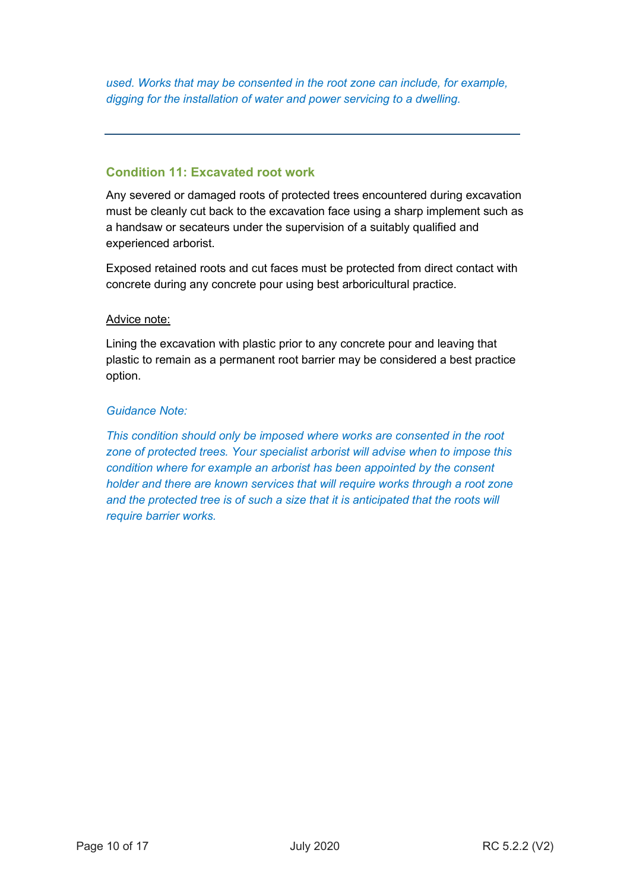*used. Works that may be consented in the root zone can include, for example, digging for the installation of water and power servicing to a dwelling.*

---

### Condition 11: Excavated root work

Any severed or damaged roots of protected trees encountered during excavation must be cleanly cut back to the excavation face using a sharp implement such as a handsaw or secateurs under the supervision of a suitably qualified and experienced arborist.

Exposed retained roots and cut faces must be protected from direct contact with concrete during any concrete pour using best arboricultural practice.

<u>Advice note:</u>

Lining the excavation with plastic prior to any concrete pour and leaving that plastic to remain as a permanent root barrier may be considered a best practice option.

*Guidance Note:*

*This condition should only be imposed where works are consented in the root zone of protected trees. Your specialist arborist will advise when to impose this condition where for example an arborist has been appointed by the consent holder and there are known services that will require works through a root zone and the protected tree is of such a size that it is anticipated that the roots will require barrier works.*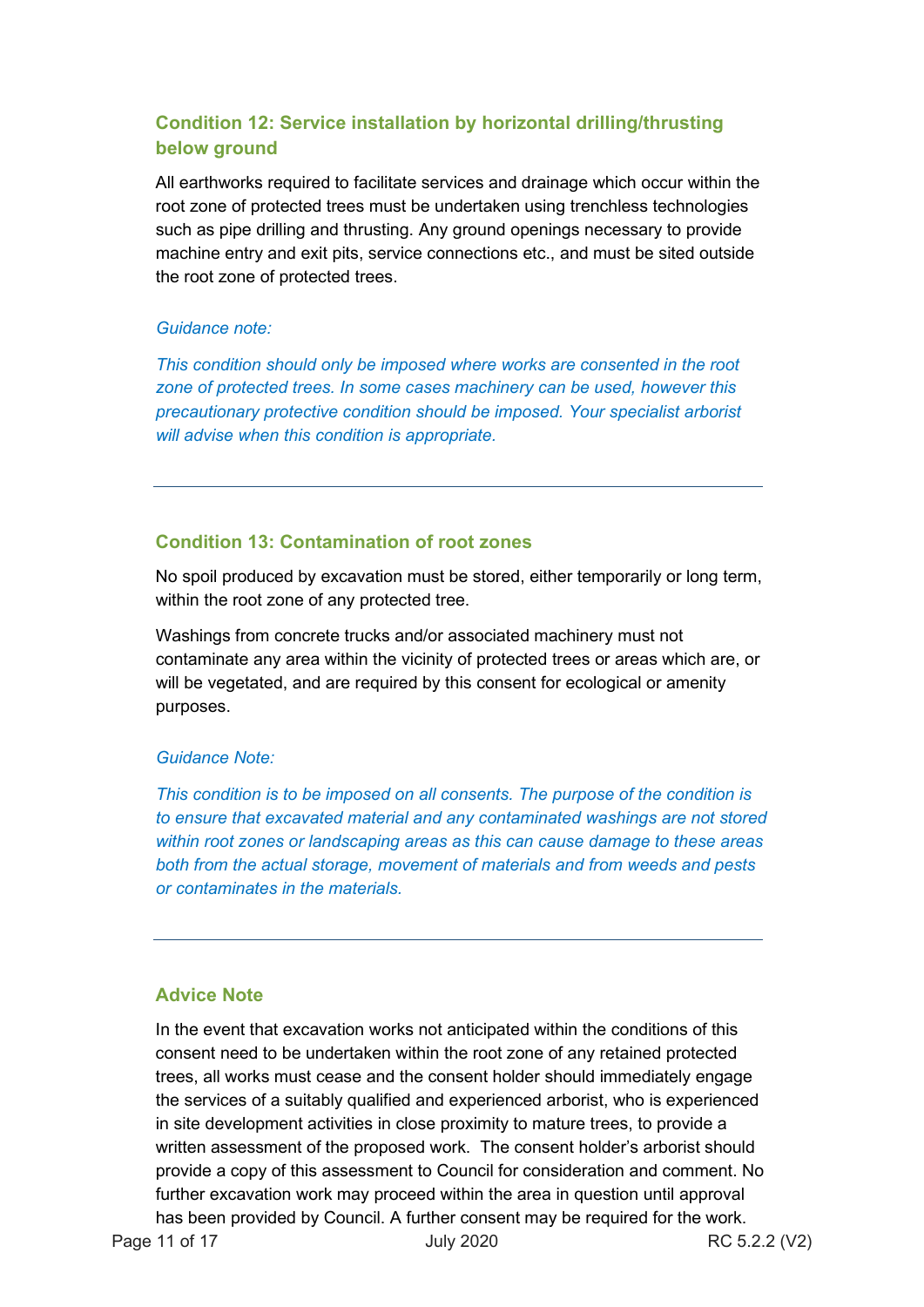### Condition 12: Service installation by horizontal drilling/thrusting below ground

All earthworks required to facilitate services and drainage which occur within the root zone of protected trees must be undertaken using trenchless technologies such as pipe drilling and thrusting. Any ground openings necessary to provide machine entry and exit pits, service connections etc., and must be sited outside the root zone of protected trees.

*Guidance note:*

*This condition should only be imposed where works are consented in the root zone of protected trees. In some cases machinery can be used, however this precautionary protective condition should be imposed. Your specialist arborist will advise when this condition is appropriate.*

---

### Condition 13: Contamination of root zones

No spoil produced by excavation must be stored, either temporarily or long term, within the root zone of any protected tree.

Washings from concrete trucks and/or associated machinery must not contaminate any area within the vicinity of protected trees or areas which are, or will be vegetated, and are required by this consent for ecological or amenity purposes.

*Guidance Note:*

*This condition is to be imposed on all consents. The purpose of the condition is to ensure that excavated material and any contaminated washings are not stored within root zones or landscaping areas as this can cause damage to these areas both from the actual storage, movement of materials and from weeds and pests or contaminates in the materials.*

---

### Advice Note

In the event that excavation works not anticipated within the conditions of this consent need to be undertaken within the root zone of any retained protected trees, all works must cease and the consent holder should immediately engage the services of a suitably qualified and experienced arborist, who is experienced in site development activities in close proximity to mature trees, to provide a written assessment of the proposed work. The consent holder's arborist should provide a copy of this assessment to Council for consideration and comment. No further excavation work may proceed within the area in question until approval has been provided by Council. A further consent may be required for the work.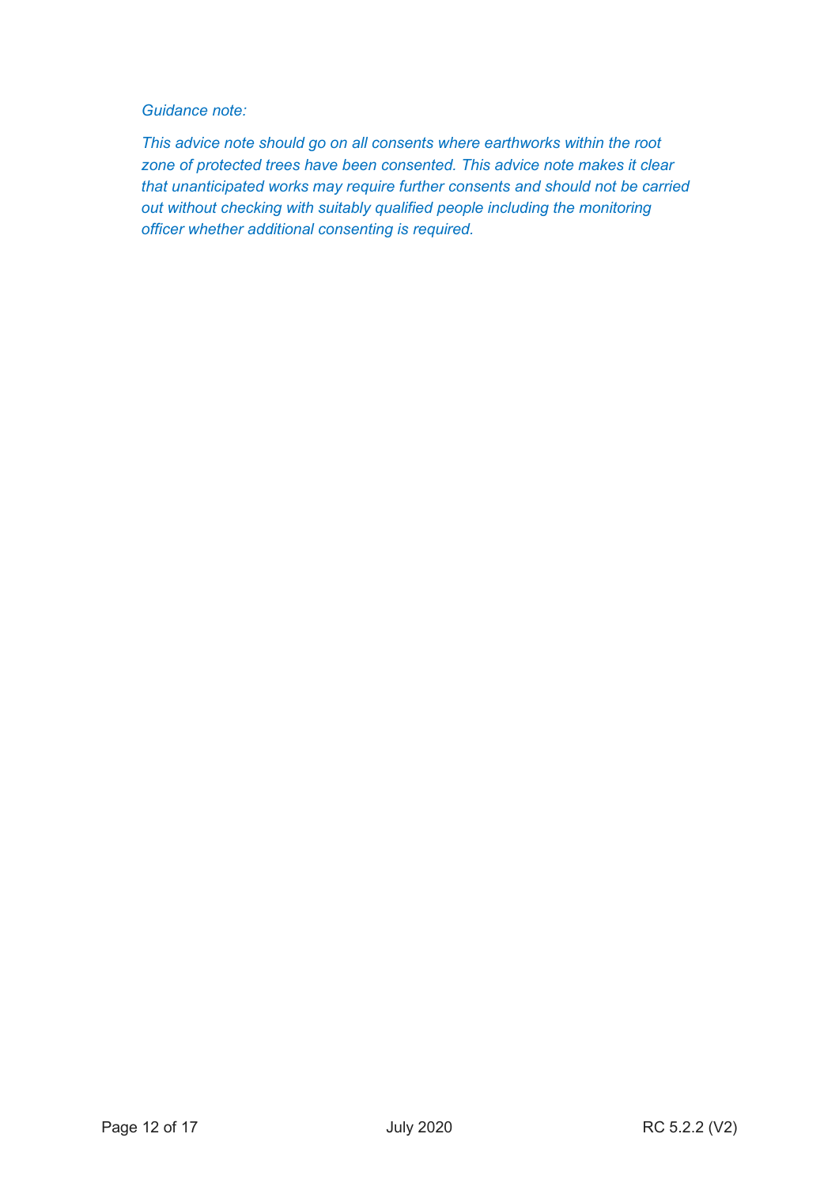*Guidance note:*

*This advice note should go on all consents where earthworks within the root zone of protected trees have been consented. This advice note makes it clear that unanticipated works may require further consents and should not be carried out without checking with suitably qualified people including the monitoring officer whether additional consenting is required.*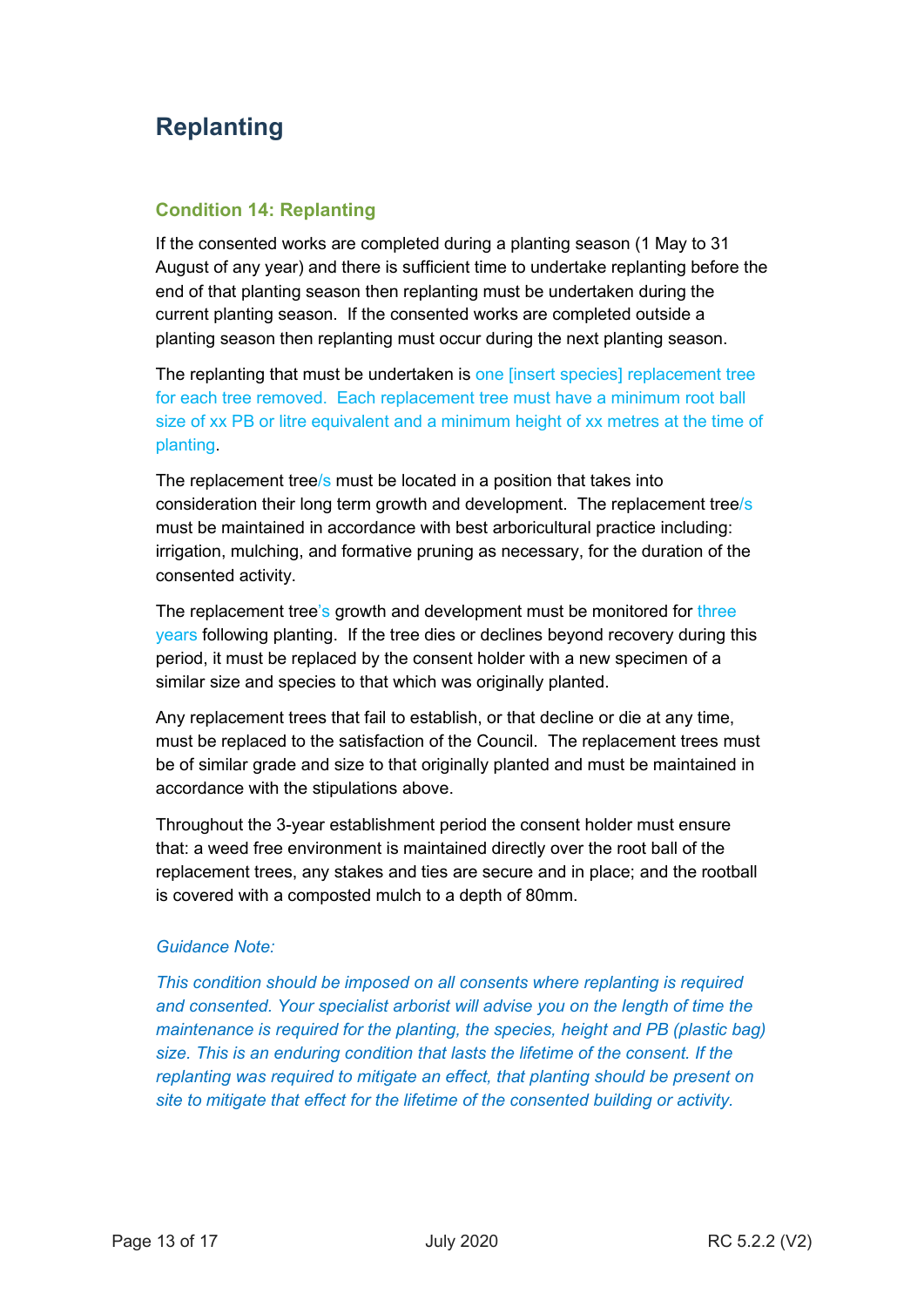# Replanting

### Condition 14: Replanting

If the consented works are completed during a planting season (1 May to 31 August of any year) and there is sufficient time to undertake replanting before the end of that planting season then replanting must be undertaken during the current planting season. If the consented works are completed outside a planting season then replanting must occur during the next planting season.

The replanting that must be undertaken is one [insert species] replacement tree for each tree removed. Each replacement tree must have a minimum root ball size of xx PB or litre equivalent and a minimum height of xx metres at the time of planting.

The replacement tree/s must be located in a position that takes into consideration their long term growth and development. The replacement tree/s must be maintained in accordance with best arboricultural practice including: irrigation, mulching, and formative pruning as necessary, for the duration of the consented activity.

The replacement tree's growth and development must be monitored for three years following planting. If the tree dies or declines beyond recovery during this period, it must be replaced by the consent holder with a new specimen of a similar size and species to that which was originally planted.

Any replacement trees that fail to establish, or that decline or die at any time, must be replaced to the satisfaction of the Council. The replacement trees must be of similar grade and size to that originally planted and must be maintained in accordance with the stipulations above.

Throughout the 3-year establishment period the consent holder must ensure that: a weed free environment is maintained directly over the root ball of the replacement trees, any stakes and ties are secure and in place; and the rootball is covered with a composted mulch to a depth of 80mm.

*Guidance Note:*

*This condition should be imposed on all consents where replanting is required and consented. Your specialist arborist will advise you on the length of time the maintenance is required for the planting, the species, height and PB (plastic bag) size. This is an enduring condition that lasts the lifetime of the consent. If the replanting was required to mitigate an effect, that planting should be present on site to mitigate that effect for the lifetime of the consented building or activity.*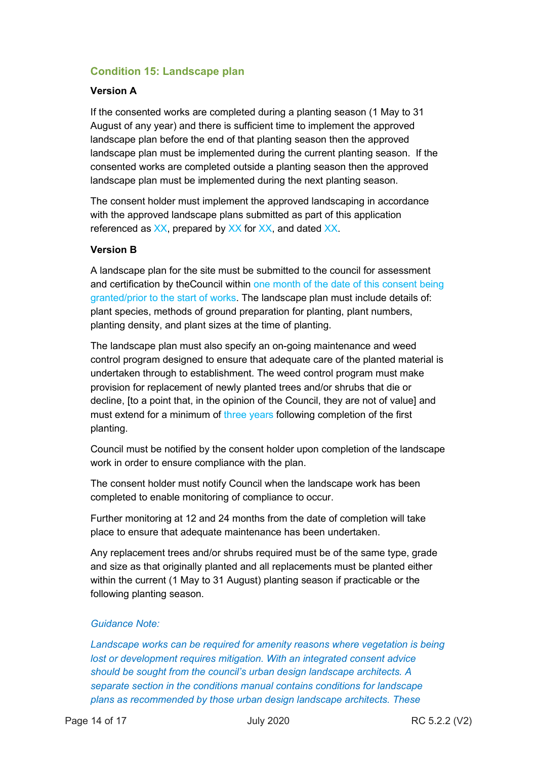## Condition 15: Landscape plan

**Version A**

If the consented works are completed during a planting season (1 May to 31 August of any year) and there is sufficient time to implement the approved landscape plan before the end of that planting season then the approved landscape plan must be implemented during the current planting season. If the consented works are completed outside a planting season then the approved landscape plan must be implemented during the next planting season.

The consent holder must implement the approved landscaping in accordance with the approved landscape plans submitted as part of this application referenced as XX, prepared by XX for XX, and dated XX.

**Version B**

A landscape plan for the site must be submitted to the council for assessment and certification by theCouncil within one month of the date of this consent being granted/prior to the start of works. The landscape plan must include details of: plant species, methods of ground preparation for planting, plant numbers, planting density, and plant sizes at the time of planting.

The landscape plan must also specify an on-going maintenance and weed control program designed to ensure that adequate care of the planted material is undertaken through to establishment. The weed control program must make provision for replacement of newly planted trees and/or shrubs that die or decline, [to a point that, in the opinion of the Council, they are not of value] and must extend for a minimum of three years following completion of the first planting.

Council must be notified by the consent holder upon completion of the landscape work in order to ensure compliance with the plan.

The consent holder must notify Council when the landscape work has been completed to enable monitoring of compliance to occur.

Further monitoring at 12 and 24 months from the date of completion will take place to ensure that adequate maintenance has been undertaken.

Any replacement trees and/or shrubs required must be of the same type, grade and size as that originally planted and all replacements must be planted either within the current (1 May to 31 August) planting season if practicable or the following planting season.

*Guidance Note:*

*Landscape works can be required for amenity reasons where vegetation is being lost or development requires mitigation. With an integrated consent advice should be sought from the council's urban design landscape architects. A separate section in the conditions manual contains conditions for landscape plans as recommended by those urban design landscape architects. These*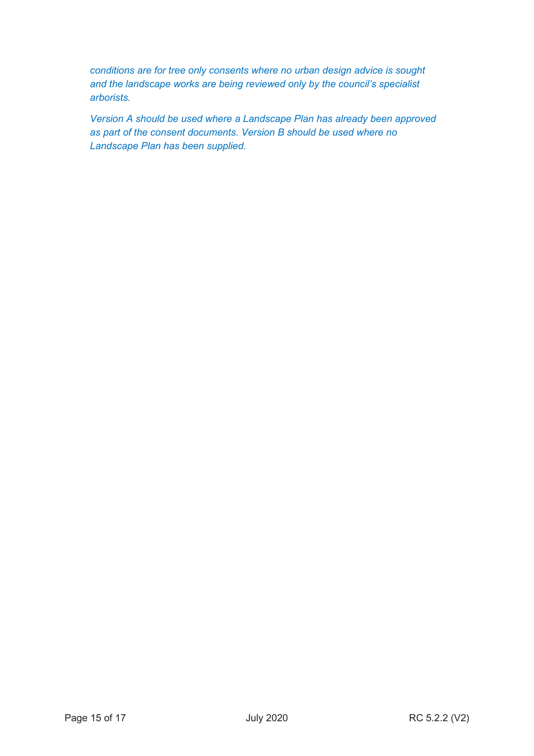*conditions are for tree only consents where no urban design advice is sought and the landscape works are being reviewed only by the council's specialist arborists.*

*Version A should be used where a Landscape Plan has already been approved as part of the consent documents. Version B should be used where no Landscape Plan has been supplied.*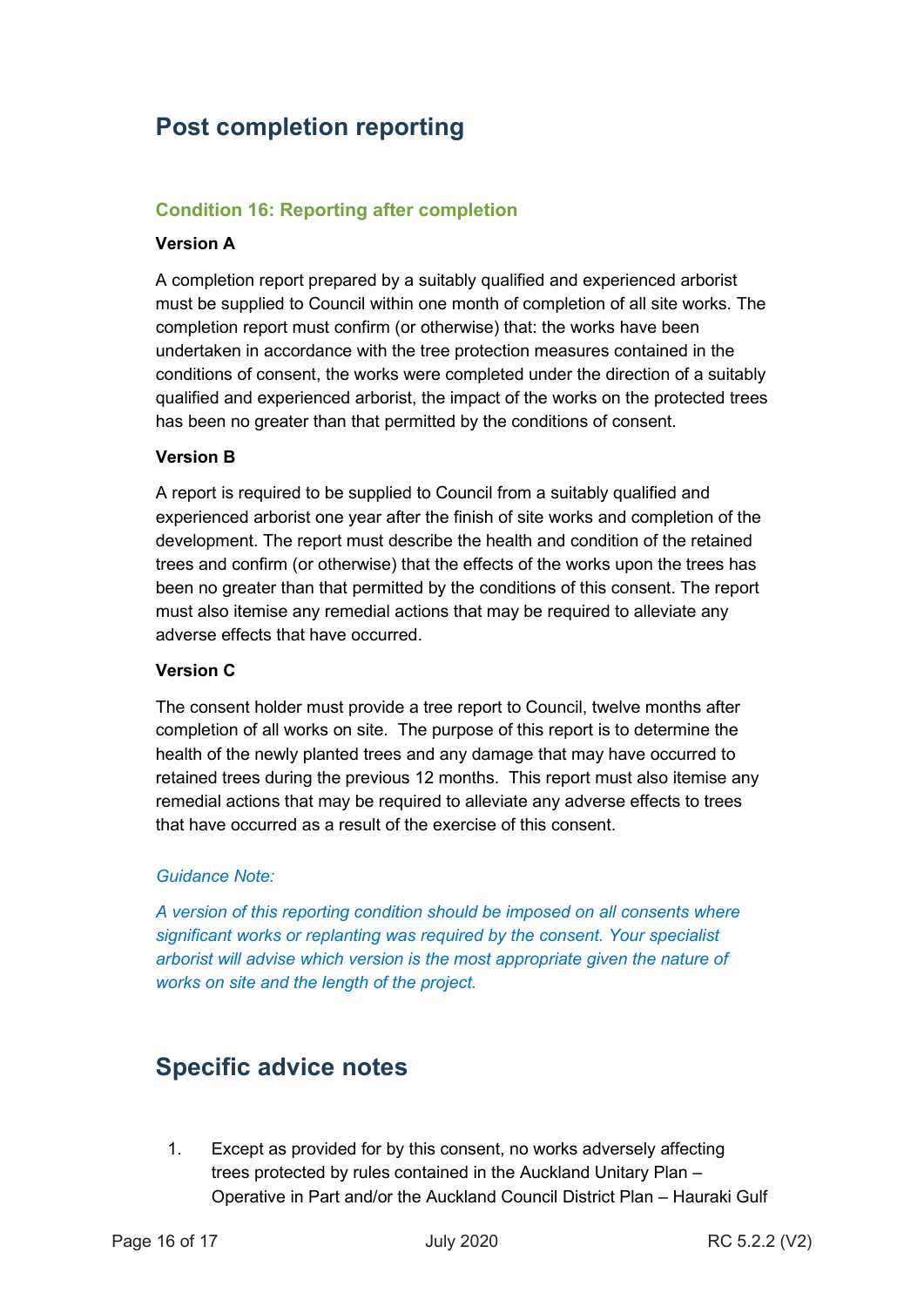## Post completion reporting

### Condition 16: Reporting after completion

**Version A**

A completion report prepared by a suitably qualified and experienced arborist must be supplied to Council within one month of completion of all site works. The completion report must confirm (or otherwise) that: the works have been undertaken in accordance with the tree protection measures contained in the conditions of consent, the works were completed under the direction of a suitably qualified and experienced arborist, the impact of the works on the protected trees has been no greater than that permitted by the conditions of consent.

**Version B**

A report is required to be supplied to Council from a suitably qualified and experienced arborist one year after the finish of site works and completion of the development. The report must describe the health and condition of the retained trees and confirm (or otherwise) that the effects of the works upon the trees has been no greater than that permitted by the conditions of this consent. The report must also itemise any remedial actions that may be required to alleviate any adverse effects that have occurred.

**Version C**

The consent holder must provide a tree report to Council, twelve months after completion of all works on site. The purpose of this report is to determine the health of the newly planted trees and any damage that may have occurred to retained trees during the previous 12 months. This report must also itemise any remedial actions that may be required to alleviate any adverse effects to trees that have occurred as a result of the exercise of this consent.

*Guidance Note:*

*A version of this reporting condition should be imposed on all consents where significant works or replanting was required by the consent. Your specialist arborist will advise which version is the most appropriate given the nature of works on site and the length of the project.*

## Specific advice notes

1. Except as provided for by this consent, no works adversely affecting trees protected by rules contained in the Auckland Unitary Plan – Operative in Part and/or the Auckland Council District Plan – Hauraki Gulf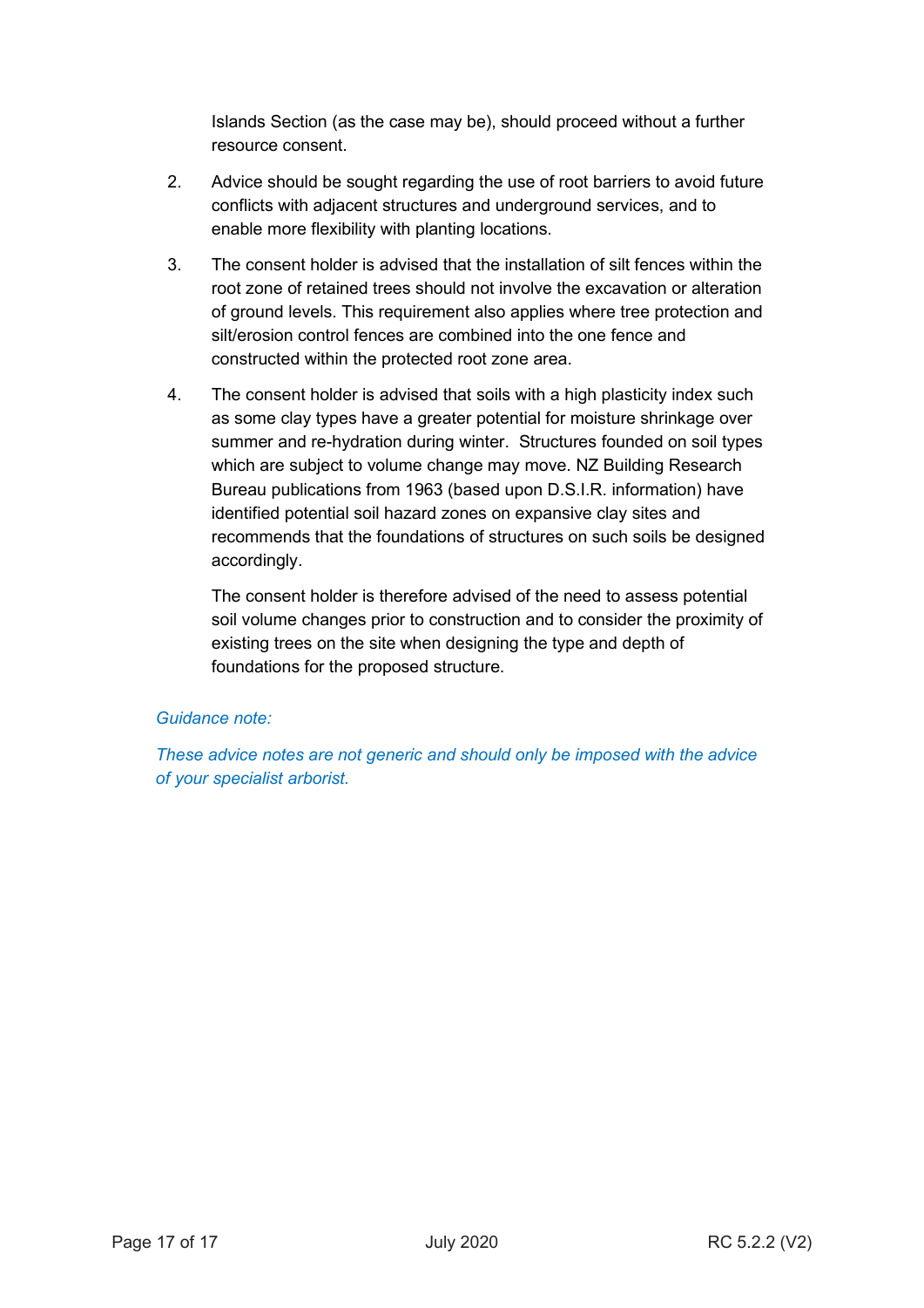Islands Section (as the case may be), should proceed without a further resource consent.

2. Advice should be sought regarding the use of root barriers to avoid future conflicts with adjacent structures and underground services, and to enable more flexibility with planting locations.

3. The consent holder is advised that the installation of silt fences within the root zone of retained trees should not involve the excavation or alteration of ground levels. This requirement also applies where tree protection and silt/erosion control fences are combined into the one fence and constructed within the protected root zone area.

4. The consent holder is advised that soils with a high plasticity index such as some clay types have a greater potential for moisture shrinkage over summer and re-hydration during winter. Structures founded on soil types which are subject to volume change may move. NZ Building Research Bureau publications from 1963 (based upon D.S.I.R. information) have identified potential soil hazard zones on expansive clay sites and recommends that the foundations of structures on such soils be designed accordingly.

   The consent holder is therefore advised of the need to assess potential soil volume changes prior to construction and to consider the proximity of existing trees on the site when designing the type and depth of foundations for the proposed structure.

*Guidance note:*

*These advice notes are not generic and should only be imposed with the advice of your specialist arborist.*